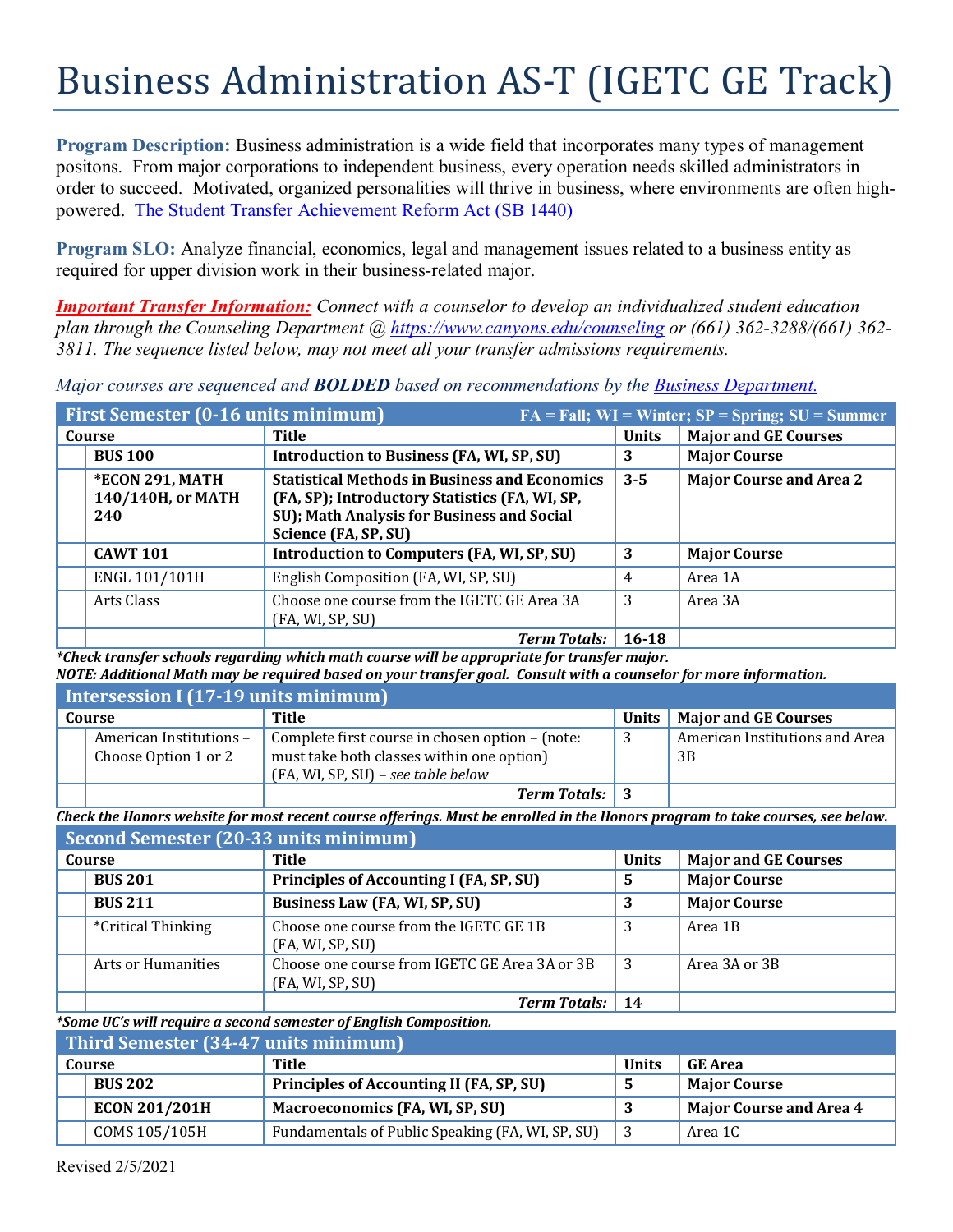# Business Administration AS-T (IGETC GE Track)

**Program Description:** Business administration is a wide field that incorporates many types of management positons. From major corporations to independent business, every operation needs skilled administrators in order to succeed. Motivated, organized personalities will thrive in business, where environments are often high-powered. [The Student Transfer Achievement Reform Act (SB 1440)]

**Program SLO:** Analyze financial, economics, legal and management issues related to a business entity as required for upper division work in their business-related major.

***Important Transfer Information:*** *Connect with a counselor to develop an individualized student education plan through the Counseling Department @ https://www.canyons.edu/counseling or (661) 362-3288/(661) 362-3811. The sequence listed below, may not meet all your transfer admissions requirements.*

*Major courses are sequenced and* ***BOLDED*** *based on recommendations by the Business Department.*

## First Semester (0-16 units minimum)

FA = Fall; WI = Winter; SP = Spring; SU = Summer

| Course | Title | Units | Major and GE Courses |
|---|---|---|---|
| **BUS 100** | **Introduction to Business (FA, WI, SP, SU)** | **3** | **Major Course** |
| ***ECON 291, MATH 140/140H, or MATH 240** | **Statistical Methods in Business and Economics (FA, SP); Introductory Statistics (FA, WI, SP, SU); Math Analysis for Business and Social Science (FA, SP, SU)** | **3-5** | **Major Course and Area 2** |
| **CAWT 101** | **Introduction to Computers (FA, WI, SP, SU)** | **3** | **Major Course** |
| ENGL 101/101H | English Composition (FA, WI, SP, SU) | 4 | Area 1A |
| Arts Class | Choose one course from the IGETC GE Area 3A (FA, WI, SP, SU) | 3 | Area 3A |
| | ***Term Totals:*** | **16-18** | |

***Check transfer schools regarding which math course will be appropriate for transfer major.***
***NOTE: Additional Math may be required based on your transfer goal. Consult with a counselor for more information.***

## Intersession I (17-19 units minimum)

| Course | Title | Units | Major and GE Courses |
|---|---|---|---|
| American Institutions – Choose Option 1 or 2 | Complete first course in chosen option – (note: must take both classes within one option) (FA, WI, SP, SU) – *see table below* | 3 | American Institutions and Area 3B |
| | ***Term Totals:*** | **3** | |

***Check the Honors website for most recent course offerings. Must be enrolled in the Honors program to take courses, see below.***

## Second Semester (20-33 units minimum)

| Course | Title | Units | Major and GE Courses |
|---|---|---|---|
| **BUS 201** | **Principles of Accounting I (FA, SP, SU)** | **5** | **Major Course** |
| **BUS 211** | **Business Law (FA, WI, SP, SU)** | **3** | **Major Course** |
| *Critical Thinking | Choose one course from the IGETC GE 1B (FA, WI, SP, SU) | 3 | Area 1B |
| Arts or Humanities | Choose one course from IGETC GE Area 3A or 3B (FA, WI, SP, SU) | 3 | Area 3A or 3B |
| | ***Term Totals:*** | **14** | |

***Some UC's will require a second semester of English Composition.***

## Third Semester (34-47 units minimum)

| Course | Title | Units | GE Area |
|---|---|---|---|
| **BUS 202** | **Principles of Accounting II (FA, SP, SU)** | **5** | **Major Course** |
| **ECON 201/201H** | **Macroeconomics (FA, WI, SP, SU)** | **3** | **Major Course and Area 4** |
| COMS 105/105H | Fundamentals of Public Speaking (FA, WI, SP, SU) | 3 | Area 1C |

Revised 2/5/2021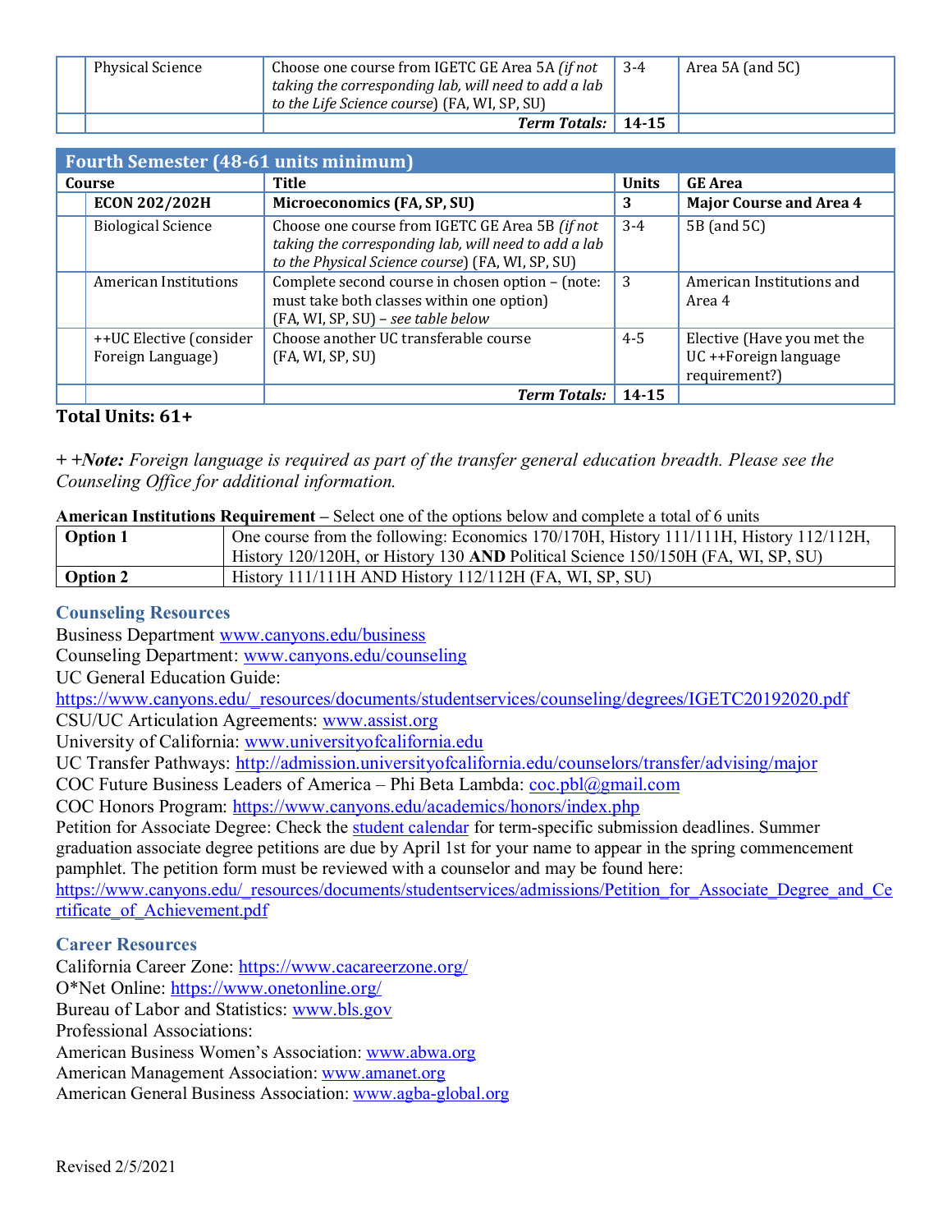| | | | | |
|---|---|---|---|---|
| | Physical Science | Choose one course from IGETC GE Area 5A *(if not taking the corresponding lab, will need to add a lab to the Life Science course)* (FA, WI, SP, SU) | 3-4 | Area 5A (and 5C) |
| | | ***Term Totals:*** | **14-15** | |

| Fourth Semester (48-61 units minimum) | | | | |
|---|---|---|---|---|
| **Course** | | **Title** | **Units** | **GE Area** |
| | **ECON 202/202H** | **Microeconomics (FA, SP, SU)** | **3** | **Major Course and Area 4** |
| | Biological Science | Choose one course from IGETC GE Area 5B *(if not taking the corresponding lab, will need to add a lab to the Physical Science course)* (FA, WI, SP, SU) | 3-4 | 5B (and 5C) |
| | American Institutions | Complete second course in chosen option – (note: must take both classes within one option) (FA, WI, SP, SU) – *see table below* | 3 | American Institutions and Area 4 |
| | ++UC Elective (consider Foreign Language) | Choose another UC transferable course (FA, WI, SP, SU) | 4-5 | Elective (Have you met the UC ++Foreign language requirement?) |
| | | ***Term Totals:*** | **14-15** | |

**Total Units: 61+**

*+ +**Note:** Foreign language is required as part of the transfer general education breadth. Please see the Counseling Office for additional information.*

**American Institutions Requirement** – Select one of the options below and complete a total of 6 units

| | |
|---|---|
| **Option 1** | One course from the following: Economics 170/170H, History 111/111H, History 112/112H, History 120/120H, or History 130 **AND** Political Science 150/150H (FA, WI, SP, SU) |
| **Option 2** | History 111/111H AND History 112/112H (FA, WI, SP, SU) |

### Counseling Resources

Business Department www.canyons.edu/business
Counseling Department: www.canyons.edu/counseling
UC General Education Guide:
https://www.canyons.edu/_resources/documents/studentservices/counseling/degrees/IGETC20192020.pdf
CSU/UC Articulation Agreements: www.assist.org
University of California: www.universityofcalifornia.edu
UC Transfer Pathways: http://admission.universityofcalifornia.edu/counselors/transfer/advising/major
COC Future Business Leaders of America – Phi Beta Lambda: coc.pbl@gmail.com
COC Honors Program: https://www.canyons.edu/academics/honors/index.php
Petition for Associate Degree: Check the student calendar for term-specific submission deadlines. Summer graduation associate degree petitions are due by April 1st for your name to appear in the spring commencement pamphlet. The petition form must be reviewed with a counselor and may be found here:
https://www.canyons.edu/_resources/documents/studentservices/admissions/Petition_for_Associate_Degree_and_Certificate_of_Achievement.pdf

### Career Resources

California Career Zone: https://www.cacareerzone.org/
O*Net Online: https://www.onetonline.org/
Bureau of Labor and Statistics: www.bls.gov
Professional Associations:
American Business Women's Association: www.abwa.org
American Management Association: www.amanet.org
American General Business Association: www.agba-global.org

Revised 2/5/2021